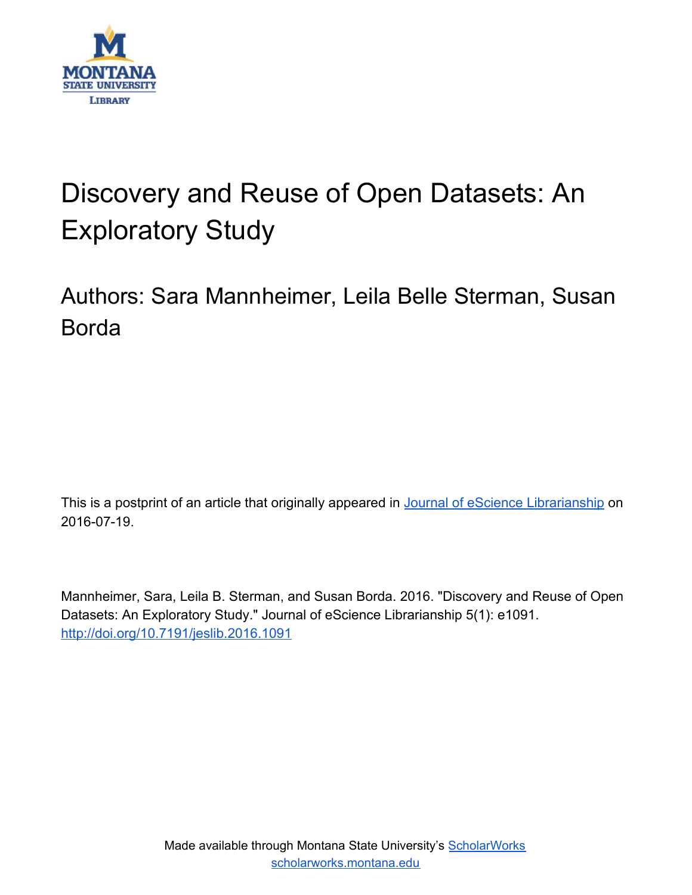# Discovery and Reuse of Open Datasets: An Exploratory Study

Authors: Sara Mannheimer, Leila Belle Sterman, Susan Borda

This is a postprint of an article that originally appeared in Journal of eScience Librarianship on 2016-07-19.

Mannheimer, Sara, Leila B. Sterman, and Susan Borda. 2016. "Discovery and Reuse of Open Datasets: An Exploratory Study." Journal of eScience Librarianship 5(1): e1091. http://doi.org/10.7191/jeslib.2016.1091

Made available through Montana State University's ScholarWorks
scholarworks.montana.edu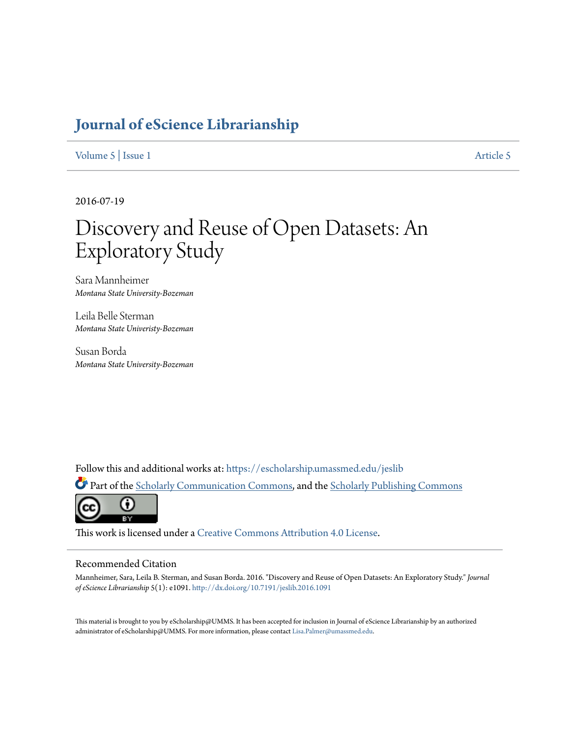# Journal of eScience Librarianship

Volume 5 | Issue 1 Article 5

2016-07-19

# Discovery and Reuse of Open Datasets: An Exploratory Study

Sara Mannheimer
*Montana State University-Bozeman*

Leila Belle Sterman
*Montana State Univeristy-Bozeman*

Susan Borda
*Montana State University-Bozeman*

Follow this and additional works at: https://escholarship.umassmed.edu/jeslib

Part of the Scholarly Communication Commons, and the Scholarly Publishing Commons

This work is licensed under a Creative Commons Attribution 4.0 License.

## Recommended Citation

Mannheimer, Sara, Leila B. Sterman, and Susan Borda. 2016. "Discovery and Reuse of Open Datasets: An Exploratory Study." *Journal of eScience Librarianship* 5(1): e1091. http://dx.doi.org/10.7191/jeslib.2016.1091

This material is brought to you by eScholarship@UMMS. It has been accepted for inclusion in Journal of eScience Librarianship by an authorized administrator of eScholarship@UMMS. For more information, please contact Lisa.Palmer@umassmed.edu.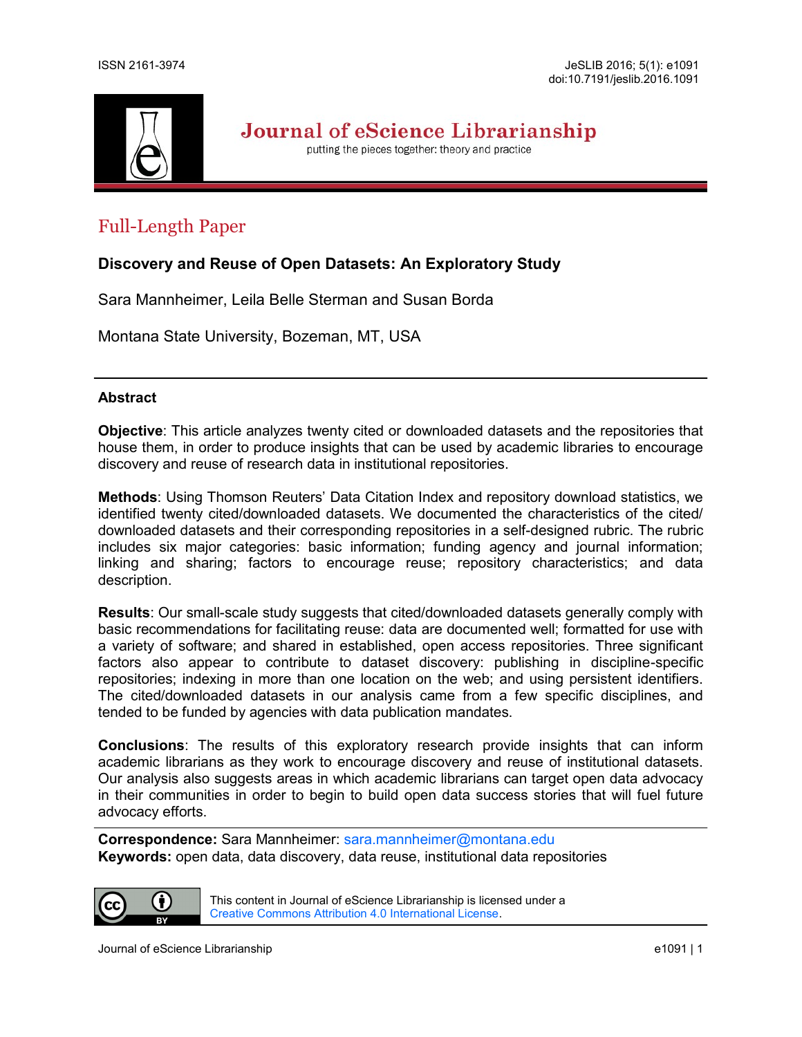## Full-Length Paper

### Discovery and Reuse of Open Datasets: An Exploratory Study

Sara Mannheimer, Leila Belle Sterman and Susan Borda

Montana State University, Bozeman, MT, USA

---

### Abstract

**Objective**: This article analyzes twenty cited or downloaded datasets and the repositories that house them, in order to produce insights that can be used by academic libraries to encourage discovery and reuse of research data in institutional repositories.

**Methods**: Using Thomson Reuters' Data Citation Index and repository download statistics, we identified twenty cited/downloaded datasets. We documented the characteristics of the cited/downloaded datasets and their corresponding repositories in a self-designed rubric. The rubric includes six major categories: basic information; funding agency and journal information; linking and sharing; factors to encourage reuse; repository characteristics; and data description.

**Results**: Our small-scale study suggests that cited/downloaded datasets generally comply with basic recommendations for facilitating reuse: data are documented well; formatted for use with a variety of software; and shared in established, open access repositories. Three significant factors also appear to contribute to dataset discovery: publishing in discipline-specific repositories; indexing in more than one location on the web; and using persistent identifiers. The cited/downloaded datasets in our analysis came from a few specific disciplines, and tended to be funded by agencies with data publication mandates.

**Conclusions**: The results of this exploratory research provide insights that can inform academic librarians as they work to encourage discovery and reuse of institutional datasets. Our analysis also suggests areas in which academic librarians can target open data advocacy in their communities in order to begin to build open data success stories that will fuel future advocacy efforts.

---

**Correspondence:** Sara Mannheimer: sara.mannheimer@montana.edu
**Keywords:** open data, data discovery, data reuse, institutional data repositories

This content in Journal of eScience Librarianship is licensed under a Creative Commons Attribution 4.0 International License.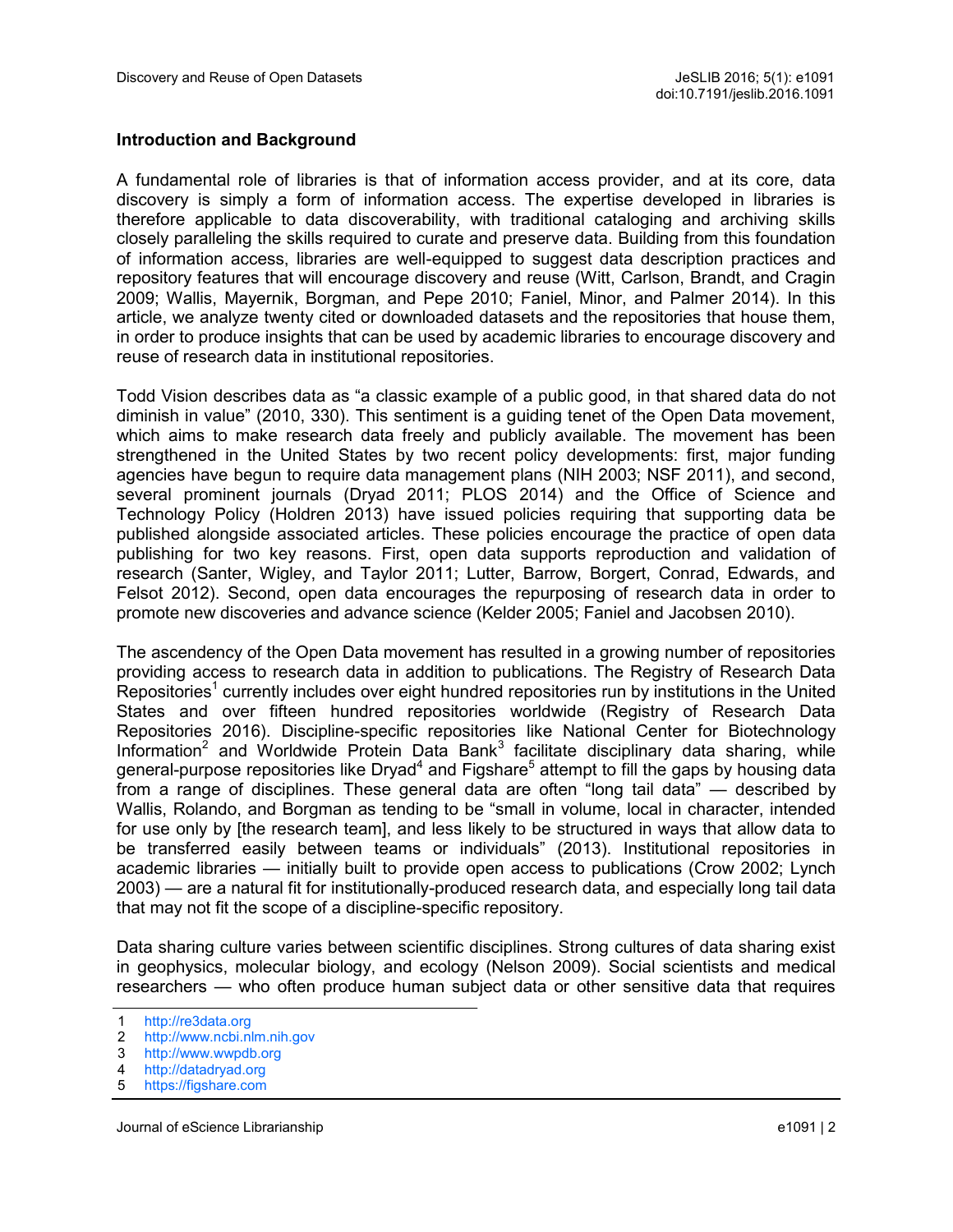## Introduction and Background

A fundamental role of libraries is that of information access provider, and at its core, data discovery is simply a form of information access. The expertise developed in libraries is therefore applicable to data discoverability, with traditional cataloging and archiving skills closely paralleling the skills required to curate and preserve data. Building from this foundation of information access, libraries are well-equipped to suggest data description practices and repository features that will encourage discovery and reuse (Witt, Carlson, Brandt, and Cragin 2009; Wallis, Mayernik, Borgman, and Pepe 2010; Faniel, Minor, and Palmer 2014). In this article, we analyze twenty cited or downloaded datasets and the repositories that house them, in order to produce insights that can be used by academic libraries to encourage discovery and reuse of research data in institutional repositories.

Todd Vision describes data as "a classic example of a public good, in that shared data do not diminish in value" (2010, 330). This sentiment is a guiding tenet of the Open Data movement, which aims to make research data freely and publicly available. The movement has been strengthened in the United States by two recent policy developments: first, major funding agencies have begun to require data management plans (NIH 2003; NSF 2011), and second, several prominent journals (Dryad 2011; PLOS 2014) and the Office of Science and Technology Policy (Holdren 2013) have issued policies requiring that supporting data be published alongside associated articles. These policies encourage the practice of open data publishing for two key reasons. First, open data supports reproduction and validation of research (Santer, Wigley, and Taylor 2011; Lutter, Barrow, Borgert, Conrad, Edwards, and Felsot 2012). Second, open data encourages the repurposing of research data in order to promote new discoveries and advance science (Kelder 2005; Faniel and Jacobsen 2010).

The ascendency of the Open Data movement has resulted in a growing number of repositories providing access to research data in addition to publications. The Registry of Research Data Repositories[1] currently includes over eight hundred repositories run by institutions in the United States and over fifteen hundred repositories worldwide (Registry of Research Data Repositories 2016). Discipline-specific repositories like National Center for Biotechnology Information[2] and Worldwide Protein Data Bank[3] facilitate disciplinary data sharing, while general-purpose repositories like Dryad[4] and Figshare[5] attempt to fill the gaps by housing data from a range of disciplines. These general data are often "long tail data" — described by Wallis, Rolando, and Borgman as tending to be "small in volume, local in character, intended for use only by [the research team], and less likely to be structured in ways that allow data to be transferred easily between teams or individuals" (2013). Institutional repositories in academic libraries — initially built to provide open access to publications (Crow 2002; Lynch 2003) — are a natural fit for institutionally-produced research data, and especially long tail data that may not fit the scope of a discipline-specific repository.

Data sharing culture varies between scientific disciplines. Strong cultures of data sharing exist in geophysics, molecular biology, and ecology (Nelson 2009). Social scientists and medical researchers — who often produce human subject data or other sensitive data that requires

1 http://re3data.org
2 http://www.ncbi.nlm.nih.gov
3 http://www.wwpdb.org
4 http://datadryad.org
5 https://figshare.com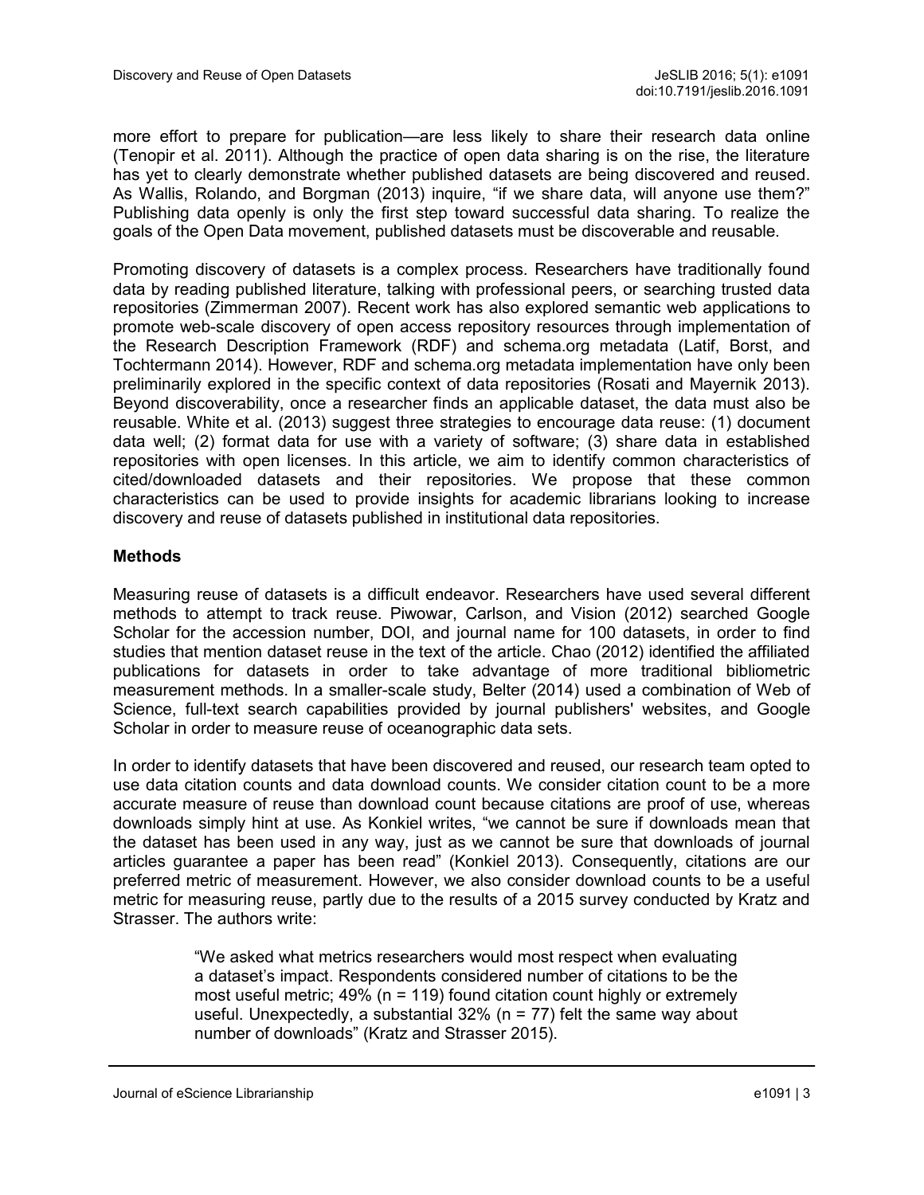more effort to prepare for publication—are less likely to share their research data online (Tenopir et al. 2011). Although the practice of open data sharing is on the rise, the literature has yet to clearly demonstrate whether published datasets are being discovered and reused. As Wallis, Rolando, and Borgman (2013) inquire, "if we share data, will anyone use them?" Publishing data openly is only the first step toward successful data sharing. To realize the goals of the Open Data movement, published datasets must be discoverable and reusable.

Promoting discovery of datasets is a complex process. Researchers have traditionally found data by reading published literature, talking with professional peers, or searching trusted data repositories (Zimmerman 2007). Recent work has also explored semantic web applications to promote web-scale discovery of open access repository resources through implementation of the Research Description Framework (RDF) and schema.org metadata (Latif, Borst, and Tochtermann 2014). However, RDF and schema.org metadata implementation have only been preliminarily explored in the specific context of data repositories (Rosati and Mayernik 2013). Beyond discoverability, once a researcher finds an applicable dataset, the data must also be reusable. White et al. (2013) suggest three strategies to encourage data reuse: (1) document data well; (2) format data for use with a variety of software; (3) share data in established repositories with open licenses. In this article, we aim to identify common characteristics of cited/downloaded datasets and their repositories. We propose that these common characteristics can be used to provide insights for academic librarians looking to increase discovery and reuse of datasets published in institutional data repositories.

## Methods

Measuring reuse of datasets is a difficult endeavor. Researchers have used several different methods to attempt to track reuse. Piwowar, Carlson, and Vision (2012) searched Google Scholar for the accession number, DOI, and journal name for 100 datasets, in order to find studies that mention dataset reuse in the text of the article. Chao (2012) identified the affiliated publications for datasets in order to take advantage of more traditional bibliometric measurement methods. In a smaller-scale study, Belter (2014) used a combination of Web of Science, full-text search capabilities provided by journal publishers' websites, and Google Scholar in order to measure reuse of oceanographic data sets.

In order to identify datasets that have been discovered and reused, our research team opted to use data citation counts and data download counts. We consider citation count to be a more accurate measure of reuse than download count because citations are proof of use, whereas downloads simply hint at use. As Konkiel writes, "we cannot be sure if downloads mean that the dataset has been used in any way, just as we cannot be sure that downloads of journal articles guarantee a paper has been read" (Konkiel 2013). Consequently, citations are our preferred metric of measurement. However, we also consider download counts to be a useful metric for measuring reuse, partly due to the results of a 2015 survey conducted by Kratz and Strasser. The authors write:

> "We asked what metrics researchers would most respect when evaluating a dataset's impact. Respondents considered number of citations to be the most useful metric; 49% (n = 119) found citation count highly or extremely useful. Unexpectedly, a substantial 32% (n = 77) felt the same way about number of downloads" (Kratz and Strasser 2015).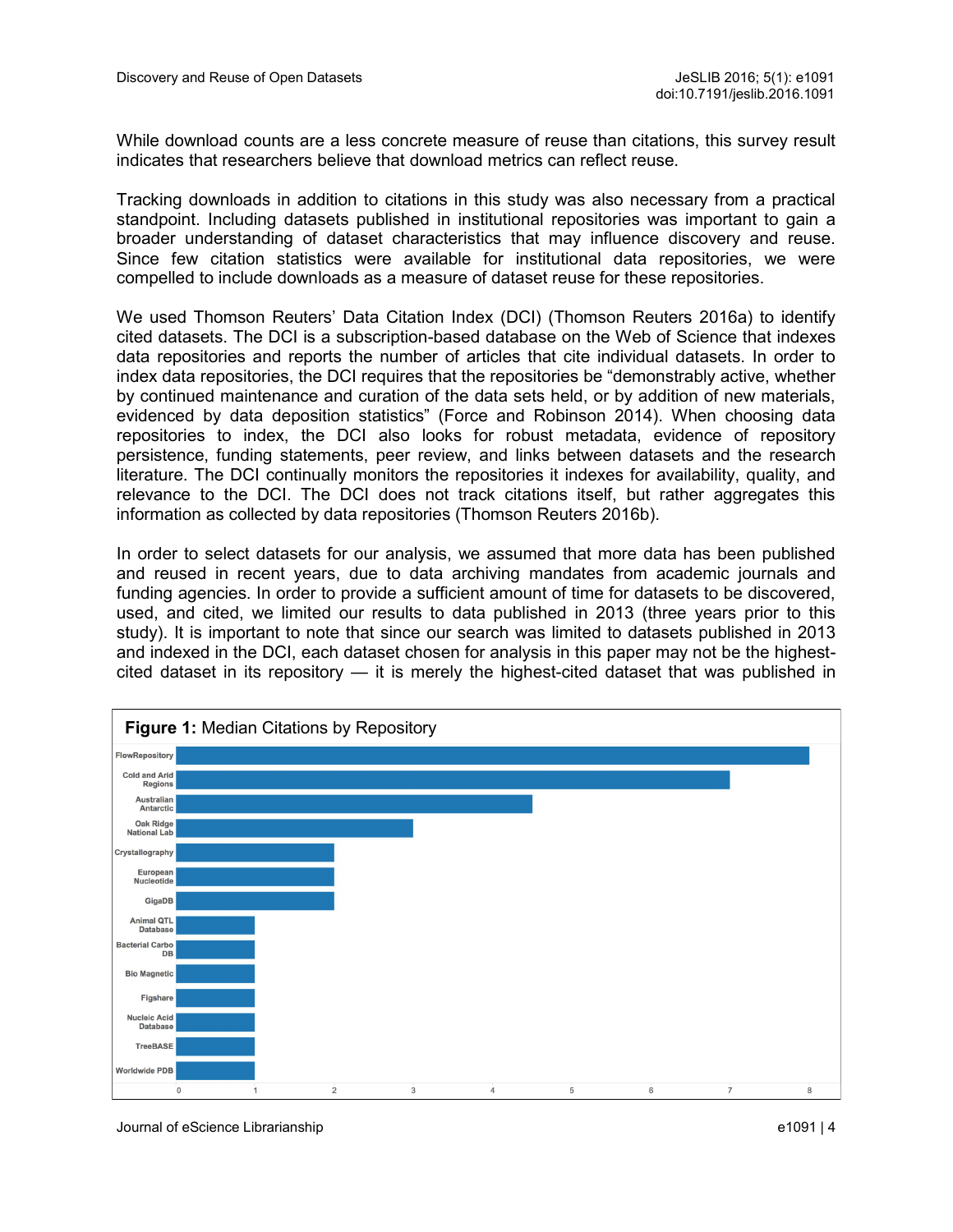While download counts are a less concrete measure of reuse than citations, this survey result indicates that researchers believe that download metrics can reflect reuse.

Tracking downloads in addition to citations in this study was also necessary from a practical standpoint. Including datasets published in institutional repositories was important to gain a broader understanding of dataset characteristics that may influence discovery and reuse. Since few citation statistics were available for institutional data repositories, we were compelled to include downloads as a measure of dataset reuse for these repositories.

We used Thomson Reuters' Data Citation Index (DCI) (Thomson Reuters 2016a) to identify cited datasets. The DCI is a subscription-based database on the Web of Science that indexes data repositories and reports the number of articles that cite individual datasets. In order to index data repositories, the DCI requires that the repositories be "demonstrably active, whether by continued maintenance and curation of the data sets held, or by addition of new materials, evidenced by data deposition statistics" (Force and Robinson 2014). When choosing data repositories to index, the DCI also looks for robust metadata, evidence of repository persistence, funding statements, peer review, and links between datasets and the research literature. The DCI continually monitors the repositories it indexes for availability, quality, and relevance to the DCI. The DCI does not track citations itself, but rather aggregates this information as collected by data repositories (Thomson Reuters 2016b).

In order to select datasets for our analysis, we assumed that more data has been published and reused in recent years, due to data archiving mandates from academic journals and funding agencies. In order to provide a sufficient amount of time for datasets to be discovered, used, and cited, we limited our results to data published in 2013 (three years prior to this study). It is important to note that since our search was limited to datasets published in 2013 and indexed in the DCI, each dataset chosen for analysis in this paper may not be the highest-cited dataset in its repository — it is merely the highest-cited dataset that was published in

**Figure 1:** Median Citations by Repository

| Repository | Median Citations |
|---|---|
| FlowRepository | 8 |
| Cold and Arid Regions | 7 |
| Australian Antarctic | 4.5 |
| Oak Ridge National Lab | 3 |
| Crystallography | 2 |
| European Nucleotide | 2 |
| GigaDB | 2 |
| Animal QTL Database | 1 |
| Bacterial Carbo DB | 1 |
| Bio Magnetic | 1 |
| Figshare | 1 |
| Nucleic Acid Database | 1 |
| TreeBASE | 1 |
| Worldwide PDB | 1 |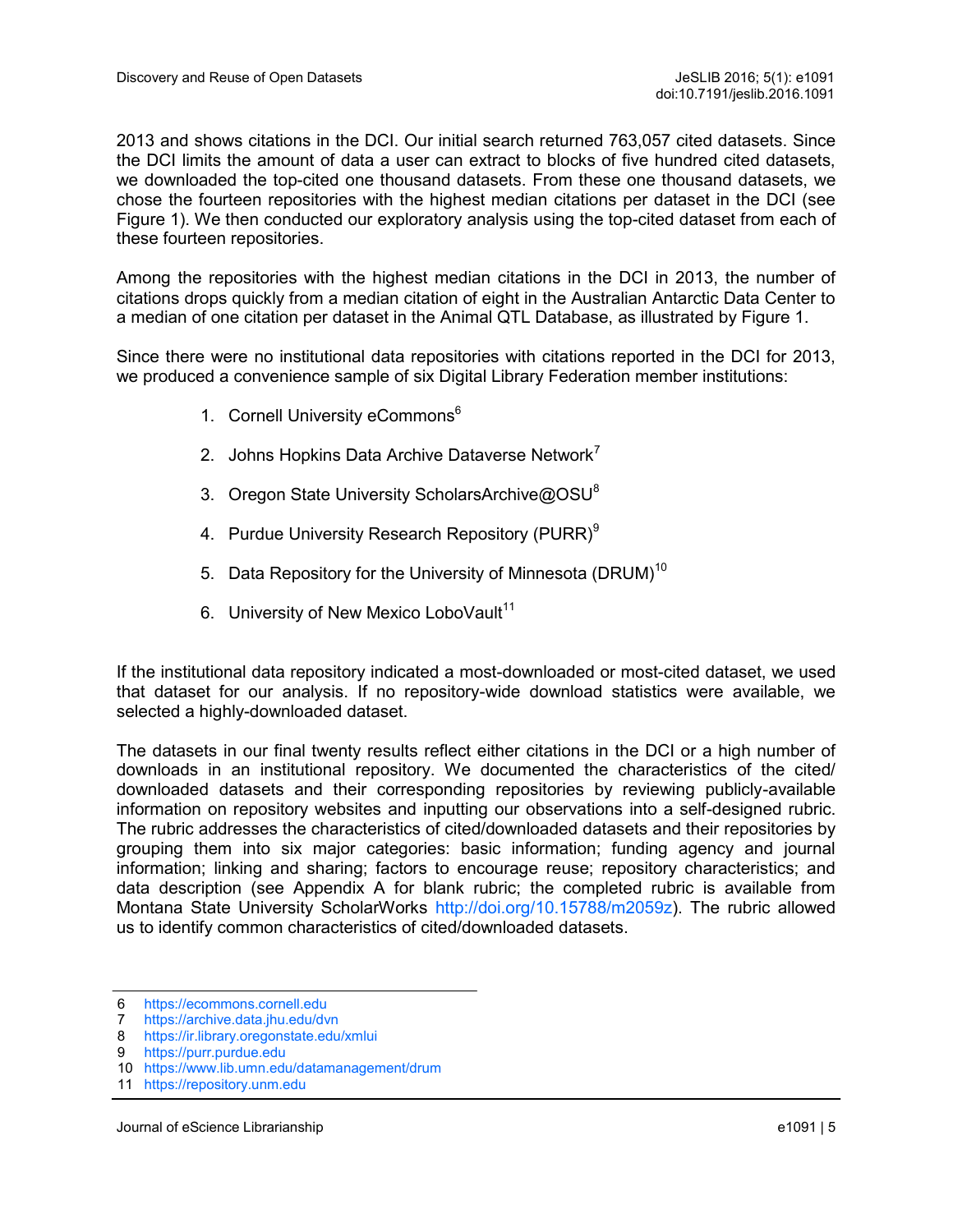2013 and shows citations in the DCI. Our initial search returned 763,057 cited datasets. Since the DCI limits the amount of data a user can extract to blocks of five hundred cited datasets, we downloaded the top-cited one thousand datasets. From these one thousand datasets, we chose the fourteen repositories with the highest median citations per dataset in the DCI (see Figure 1). We then conducted our exploratory analysis using the top-cited dataset from each of these fourteen repositories.

Among the repositories with the highest median citations in the DCI in 2013, the number of citations drops quickly from a median citation of eight in the Australian Antarctic Data Center to a median of one citation per dataset in the Animal QTL Database, as illustrated by Figure 1.

Since there were no institutional data repositories with citations reported in the DCI for 2013, we produced a convenience sample of six Digital Library Federation member institutions:

1. Cornell University eCommons[6]
2. Johns Hopkins Data Archive Dataverse Network[7]
3. Oregon State University ScholarsArchive@OSU[8]
4. Purdue University Research Repository (PURR)[9]
5. Data Repository for the University of Minnesota (DRUM)[10]
6. University of New Mexico LoboVault[11]

If the institutional data repository indicated a most-downloaded or most-cited dataset, we used that dataset for our analysis. If no repository-wide download statistics were available, we selected a highly-downloaded dataset.

The datasets in our final twenty results reflect either citations in the DCI or a high number of downloads in an institutional repository. We documented the characteristics of the cited/downloaded datasets and their corresponding repositories by reviewing publicly-available information on repository websites and inputting our observations into a self-designed rubric. The rubric addresses the characteristics of cited/downloaded datasets and their repositories by grouping them into six major categories: basic information; funding agency and journal information; linking and sharing; factors to encourage reuse; repository characteristics; and data description (see Appendix A for blank rubric; the completed rubric is available from Montana State University ScholarWorks http://doi.org/10.15788/m2059z). The rubric allowed us to identify common characteristics of cited/downloaded datasets.

---

6 https://ecommons.cornell.edu
7 https://archive.data.jhu.edu/dvn
8 https://ir.library.oregonstate.edu/xmlui
9 https://purr.purdue.edu
10 https://www.lib.umn.edu/datamanagement/drum
11 https://repository.unm.edu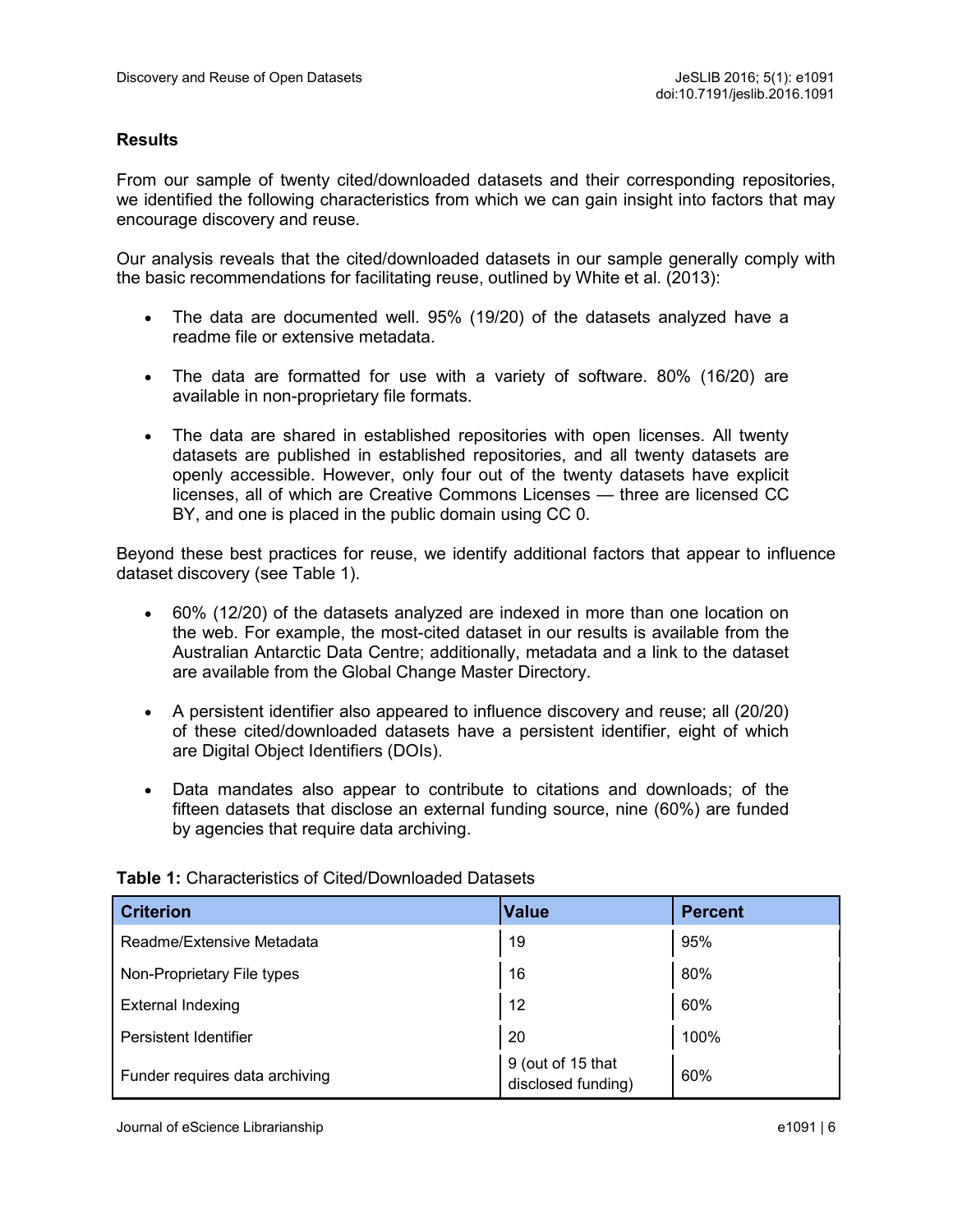## Results

From our sample of twenty cited/downloaded datasets and their corresponding repositories, we identified the following characteristics from which we can gain insight into factors that may encourage discovery and reuse.

Our analysis reveals that the cited/downloaded datasets in our sample generally comply with the basic recommendations for facilitating reuse, outlined by White et al. (2013):

- The data are documented well. 95% (19/20) of the datasets analyzed have a readme file or extensive metadata.
- The data are formatted for use with a variety of software. 80% (16/20) are available in non-proprietary file formats.
- The data are shared in established repositories with open licenses. All twenty datasets are published in established repositories, and all twenty datasets are openly accessible. However, only four out of the twenty datasets have explicit licenses, all of which are Creative Commons Licenses — three are licensed CC BY, and one is placed in the public domain using CC 0.

Beyond these best practices for reuse, we identify additional factors that appear to influence dataset discovery (see Table 1).

- 60% (12/20) of the datasets analyzed are indexed in more than one location on the web. For example, the most-cited dataset in our results is available from the Australian Antarctic Data Centre; additionally, metadata and a link to the dataset are available from the Global Change Master Directory.
- A persistent identifier also appeared to influence discovery and reuse; all (20/20) of these cited/downloaded datasets have a persistent identifier, eight of which are Digital Object Identifiers (DOIs).
- Data mandates also appear to contribute to citations and downloads; of the fifteen datasets that disclose an external funding source, nine (60%) are funded by agencies that require data archiving.

**Table 1:** Characteristics of Cited/Downloaded Datasets

| Criterion | Value | Percent |
| --- | --- | --- |
| Readme/Extensive Metadata | 19 | 95% |
| Non-Proprietary File types | 16 | 80% |
| External Indexing | 12 | 60% |
| Persistent Identifier | 20 | 100% |
| Funder requires data archiving | 9 (out of 15 that disclosed funding) | 60% |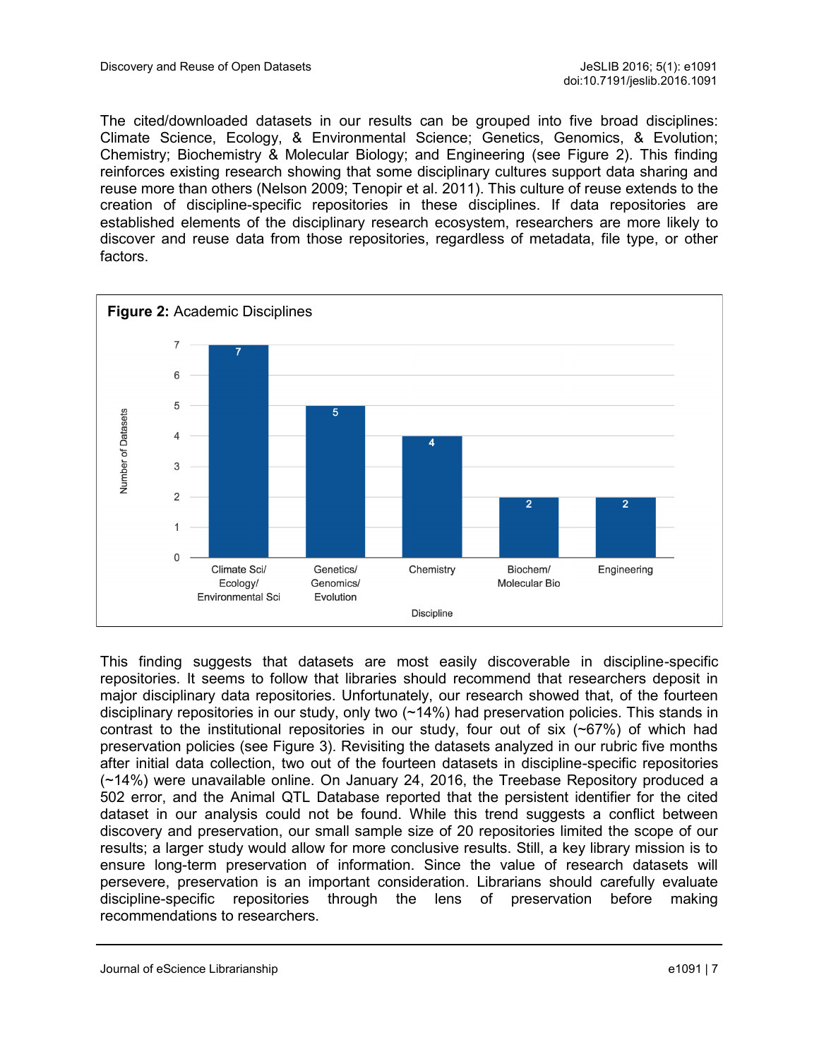The cited/downloaded datasets in our results can be grouped into five broad disciplines: Climate Science, Ecology, & Environmental Science; Genetics, Genomics, & Evolution; Chemistry; Biochemistry & Molecular Biology; and Engineering (see Figure 2). This finding reinforces existing research showing that some disciplinary cultures support data sharing and reuse more than others (Nelson 2009; Tenopir et al. 2011). This culture of reuse extends to the creation of discipline-specific repositories in these disciplines. If data repositories are established elements of the disciplinary research ecosystem, researchers are more likely to discover and reuse data from those repositories, regardless of metadata, file type, or other factors.

**Figure 2:** Academic Disciplines

| Discipline | Number of Datasets |
|---|---|
| Climate Sci/ Ecology/ Environmental Sci | 7 |
| Genetics/ Genomics/ Evolution | 5 |
| Chemistry | 4 |
| Biochem/ Molecular Bio | 2 |
| Engineering | 2 |

This finding suggests that datasets are most easily discoverable in discipline-specific repositories. It seems to follow that libraries should recommend that researchers deposit in major disciplinary data repositories. Unfortunately, our research showed that, of the fourteen disciplinary repositories in our study, only two (~14%) had preservation policies. This stands in contrast to the institutional repositories in our study, four out of six (~67%) of which had preservation policies (see Figure 3). Revisiting the datasets analyzed in our rubric five months after initial data collection, two out of the fourteen datasets in discipline-specific repositories (~14%) were unavailable online. On January 24, 2016, the Treebase Repository produced a 502 error, and the Animal QTL Database reported that the persistent identifier for the cited dataset in our analysis could not be found. While this trend suggests a conflict between discovery and preservation, our small sample size of 20 repositories limited the scope of our results; a larger study would allow for more conclusive results. Still, a key library mission is to ensure long-term preservation of information. Since the value of research datasets will persevere, preservation is an important consideration. Librarians should carefully evaluate discipline-specific repositories through the lens of preservation before making recommendations to researchers.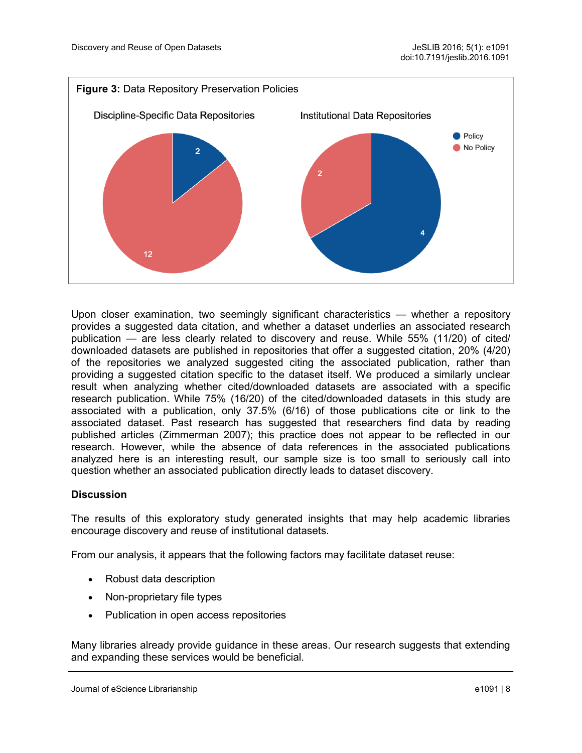**Figure 3:** Data Repository Preservation Policies

Upon closer examination, two seemingly significant characteristics — whether a repository provides a suggested data citation, and whether a dataset underlies an associated research publication — are less clearly related to discovery and reuse. While 55% (11/20) of cited/downloaded datasets are published in repositories that offer a suggested citation, 20% (4/20) of the repositories we analyzed suggested citing the associated publication, rather than providing a suggested citation specific to the dataset itself. We produced a similarly unclear result when analyzing whether cited/downloaded datasets are associated with a specific research publication. While 75% (16/20) of the cited/downloaded datasets in this study are associated with a publication, only 37.5% (6/16) of those publications cite or link to the associated dataset. Past research has suggested that researchers find data by reading published articles (Zimmerman 2007); this practice does not appear to be reflected in our research. However, while the absence of data references in the associated publications analyzed here is an interesting result, our sample size is too small to seriously call into question whether an associated publication directly leads to dataset discovery.

## Discussion

The results of this exploratory study generated insights that may help academic libraries encourage discovery and reuse of institutional datasets.

From our analysis, it appears that the following factors may facilitate dataset reuse:

- Robust data description
- Non-proprietary file types
- Publication in open access repositories

Many libraries already provide guidance in these areas. Our research suggests that extending and expanding these services would be beneficial.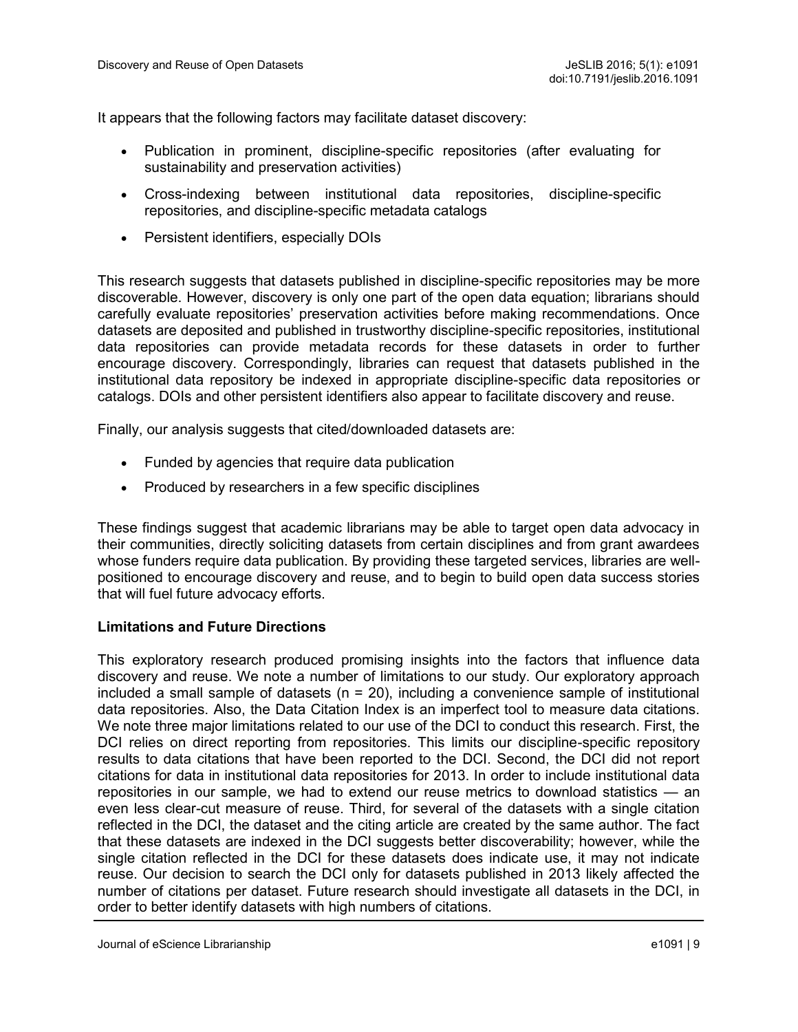It appears that the following factors may facilitate dataset discovery:

- Publication in prominent, discipline-specific repositories (after evaluating for sustainability and preservation activities)
- Cross-indexing between institutional data repositories, discipline-specific repositories, and discipline-specific metadata catalogs
- Persistent identifiers, especially DOIs

This research suggests that datasets published in discipline-specific repositories may be more discoverable. However, discovery is only one part of the open data equation; librarians should carefully evaluate repositories' preservation activities before making recommendations. Once datasets are deposited and published in trustworthy discipline-specific repositories, institutional data repositories can provide metadata records for these datasets in order to further encourage discovery. Correspondingly, libraries can request that datasets published in the institutional data repository be indexed in appropriate discipline-specific data repositories or catalogs. DOIs and other persistent identifiers also appear to facilitate discovery and reuse.

Finally, our analysis suggests that cited/downloaded datasets are:

- Funded by agencies that require data publication
- Produced by researchers in a few specific disciplines

These findings suggest that academic librarians may be able to target open data advocacy in their communities, directly soliciting datasets from certain disciplines and from grant awardees whose funders require data publication. By providing these targeted services, libraries are well-positioned to encourage discovery and reuse, and to begin to build open data success stories that will fuel future advocacy efforts.

**Limitations and Future Directions**

This exploratory research produced promising insights into the factors that influence data discovery and reuse. We note a number of limitations to our study. Our exploratory approach included a small sample of datasets (n = 20), including a convenience sample of institutional data repositories. Also, the Data Citation Index is an imperfect tool to measure data citations. We note three major limitations related to our use of the DCI to conduct this research. First, the DCI relies on direct reporting from repositories. This limits our discipline-specific repository results to data citations that have been reported to the DCI. Second, the DCI did not report citations for data in institutional data repositories for 2013. In order to include institutional data repositories in our sample, we had to extend our reuse metrics to download statistics — an even less clear-cut measure of reuse. Third, for several of the datasets with a single citation reflected in the DCI, the dataset and the citing article are created by the same author. The fact that these datasets are indexed in the DCI suggests better discoverability; however, while the single citation reflected in the DCI for these datasets does indicate use, it may not indicate reuse. Our decision to search the DCI only for datasets published in 2013 likely affected the number of citations per dataset. Future research should investigate all datasets in the DCI, in order to better identify datasets with high numbers of citations.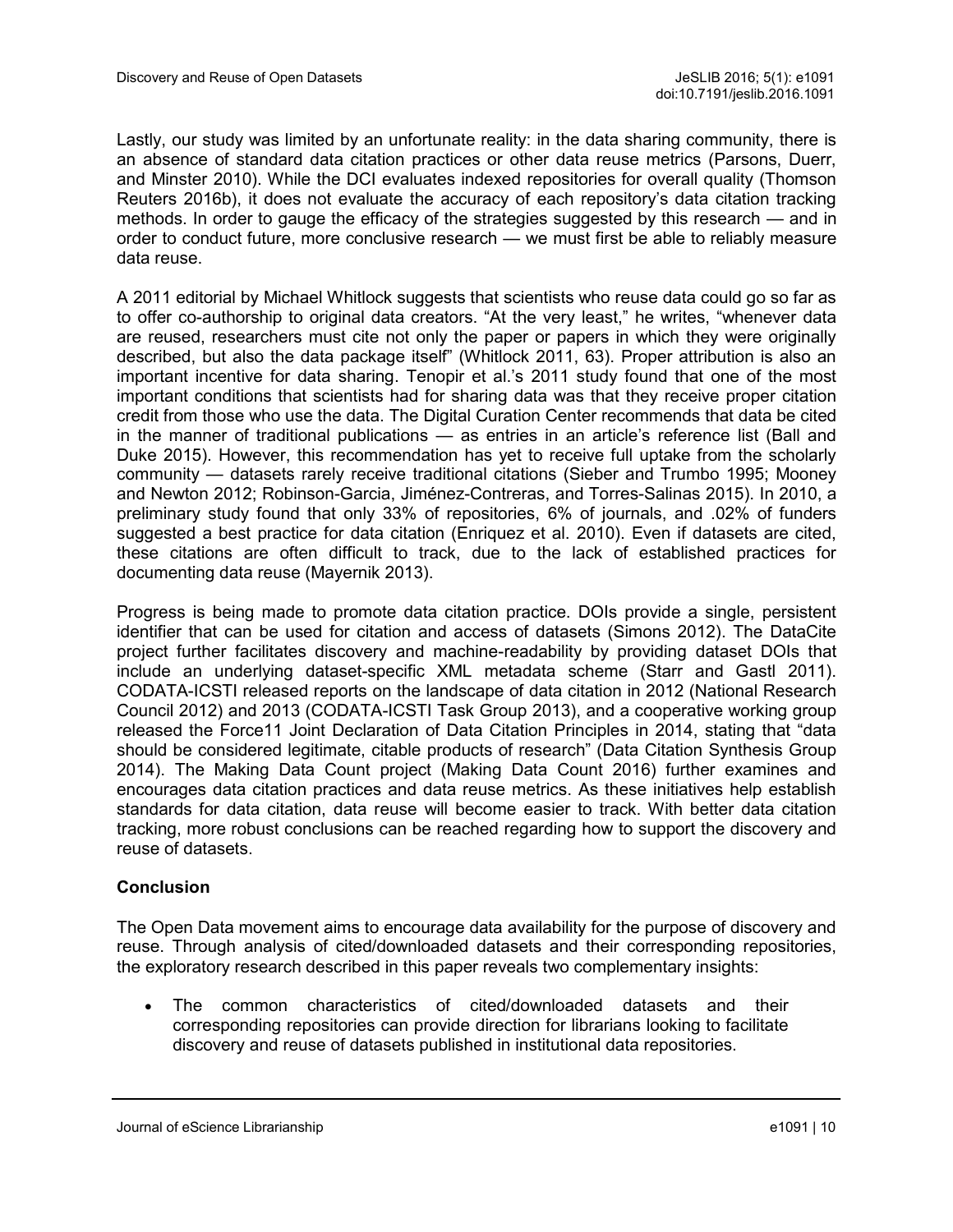Lastly, our study was limited by an unfortunate reality: in the data sharing community, there is an absence of standard data citation practices or other data reuse metrics (Parsons, Duerr, and Minster 2010). While the DCI evaluates indexed repositories for overall quality (Thomson Reuters 2016b), it does not evaluate the accuracy of each repository's data citation tracking methods. In order to gauge the efficacy of the strategies suggested by this research — and in order to conduct future, more conclusive research — we must first be able to reliably measure data reuse.

A 2011 editorial by Michael Whitlock suggests that scientists who reuse data could go so far as to offer co-authorship to original data creators. "At the very least," he writes, "whenever data are reused, researchers must cite not only the paper or papers in which they were originally described, but also the data package itself" (Whitlock 2011, 63). Proper attribution is also an important incentive for data sharing. Tenopir et al.'s 2011 study found that one of the most important conditions that scientists had for sharing data was that they receive proper citation credit from those who use the data. The Digital Curation Center recommends that data be cited in the manner of traditional publications — as entries in an article's reference list (Ball and Duke 2015). However, this recommendation has yet to receive full uptake from the scholarly community — datasets rarely receive traditional citations (Sieber and Trumbo 1995; Mooney and Newton 2012; Robinson-Garcia, Jiménez-Contreras, and Torres-Salinas 2015). In 2010, a preliminary study found that only 33% of repositories, 6% of journals, and .02% of funders suggested a best practice for data citation (Enriquez et al. 2010). Even if datasets are cited, these citations are often difficult to track, due to the lack of established practices for documenting data reuse (Mayernik 2013).

Progress is being made to promote data citation practice. DOIs provide a single, persistent identifier that can be used for citation and access of datasets (Simons 2012). The DataCite project further facilitates discovery and machine-readability by providing dataset DOIs that include an underlying dataset-specific XML metadata scheme (Starr and Gastl 2011). CODATA-ICSTI released reports on the landscape of data citation in 2012 (National Research Council 2012) and 2013 (CODATA-ICSTI Task Group 2013), and a cooperative working group released the Force11 Joint Declaration of Data Citation Principles in 2014, stating that "data should be considered legitimate, citable products of research" (Data Citation Synthesis Group 2014). The Making Data Count project (Making Data Count 2016) further examines and encourages data citation practices and data reuse metrics. As these initiatives help establish standards for data citation, data reuse will become easier to track. With better data citation tracking, more robust conclusions can be reached regarding how to support the discovery and reuse of datasets.

## Conclusion

The Open Data movement aims to encourage data availability for the purpose of discovery and reuse. Through analysis of cited/downloaded datasets and their corresponding repositories, the exploratory research described in this paper reveals two complementary insights:

- The common characteristics of cited/downloaded datasets and their corresponding repositories can provide direction for librarians looking to facilitate discovery and reuse of datasets published in institutional data repositories.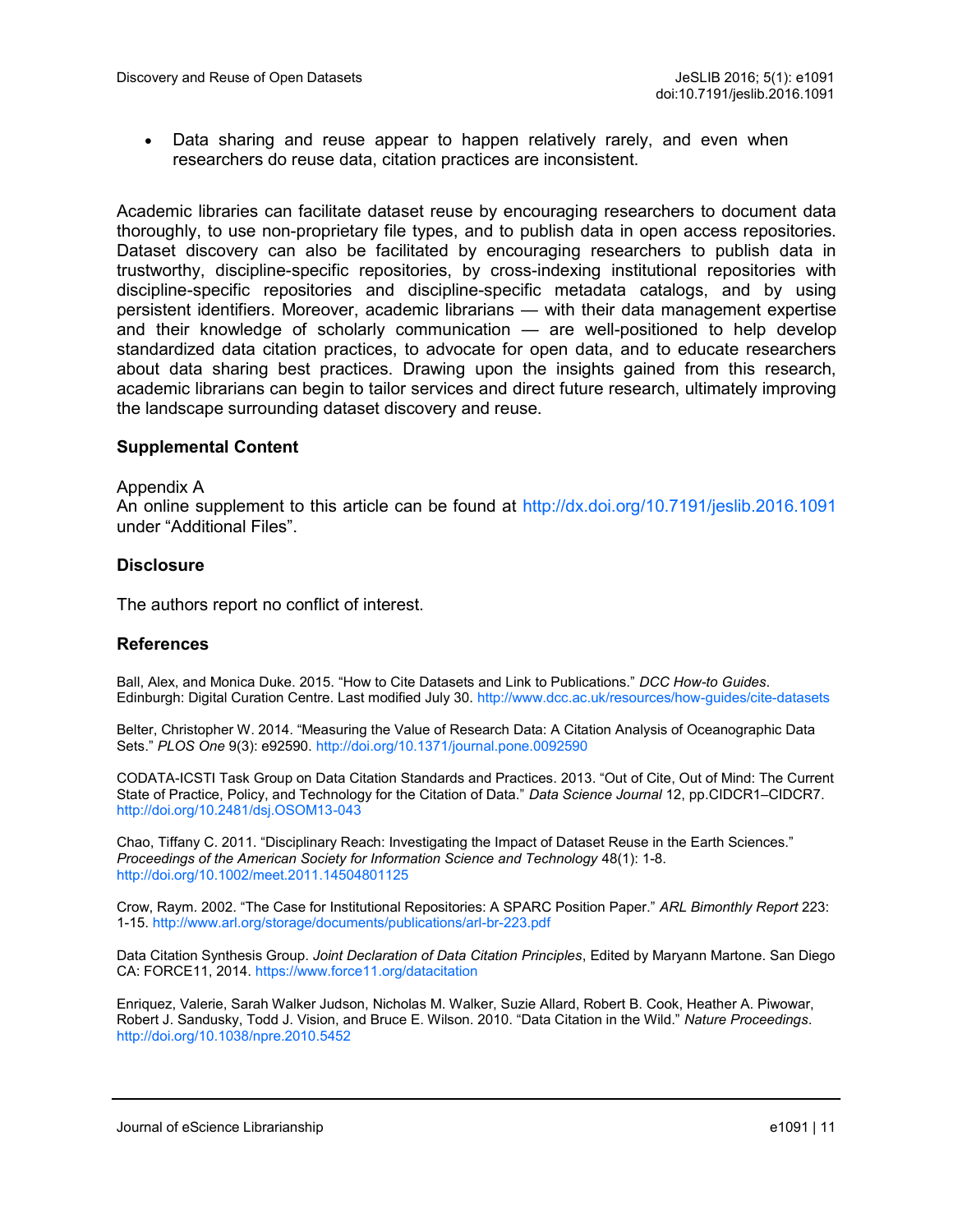- Data sharing and reuse appear to happen relatively rarely, and even when researchers do reuse data, citation practices are inconsistent.

Academic libraries can facilitate dataset reuse by encouraging researchers to document data thoroughly, to use non-proprietary file types, and to publish data in open access repositories. Dataset discovery can also be facilitated by encouraging researchers to publish data in trustworthy, discipline-specific repositories, by cross-indexing institutional repositories with discipline-specific repositories and discipline-specific metadata catalogs, and by using persistent identifiers. Moreover, academic librarians — with their data management expertise and their knowledge of scholarly communication — are well-positioned to help develop standardized data citation practices, to advocate for open data, and to educate researchers about data sharing best practices. Drawing upon the insights gained from this research, academic librarians can begin to tailor services and direct future research, ultimately improving the landscape surrounding dataset discovery and reuse.

### Supplemental Content

Appendix A
An online supplement to this article can be found at http://dx.doi.org/10.7191/jeslib.2016.1091 under "Additional Files".

### Disclosure

The authors report no conflict of interest.

### References

Ball, Alex, and Monica Duke. 2015. "How to Cite Datasets and Link to Publications." *DCC How-to Guides*. Edinburgh: Digital Curation Centre. Last modified July 30. http://www.dcc.ac.uk/resources/how-guides/cite-datasets

Belter, Christopher W. 2014. "Measuring the Value of Research Data: A Citation Analysis of Oceanographic Data Sets." *PLOS One* 9(3): e92590. http://doi.org/10.1371/journal.pone.0092590

CODATA-ICSTI Task Group on Data Citation Standards and Practices. 2013. "Out of Cite, Out of Mind: The Current State of Practice, Policy, and Technology for the Citation of Data." *Data Science Journal* 12, pp.CIDCR1–CIDCR7. http://doi.org/10.2481/dsj.OSOM13-043

Chao, Tiffany C. 2011. "Disciplinary Reach: Investigating the Impact of Dataset Reuse in the Earth Sciences." *Proceedings of the American Society for Information Science and Technology* 48(1): 1-8. http://doi.org/10.1002/meet.2011.14504801125

Crow, Raym. 2002. "The Case for Institutional Repositories: A SPARC Position Paper." *ARL Bimonthly Report* 223: 1-15. http://www.arl.org/storage/documents/publications/arl-br-223.pdf

Data Citation Synthesis Group. *Joint Declaration of Data Citation Principles*, Edited by Maryann Martone. San Diego CA: FORCE11, 2014. https://www.force11.org/datacitation

Enriquez, Valerie, Sarah Walker Judson, Nicholas M. Walker, Suzie Allard, Robert B. Cook, Heather A. Piwowar, Robert J. Sandusky, Todd J. Vision, and Bruce E. Wilson. 2010. "Data Citation in the Wild." *Nature Proceedings*. http://doi.org/10.1038/npre.2010.5452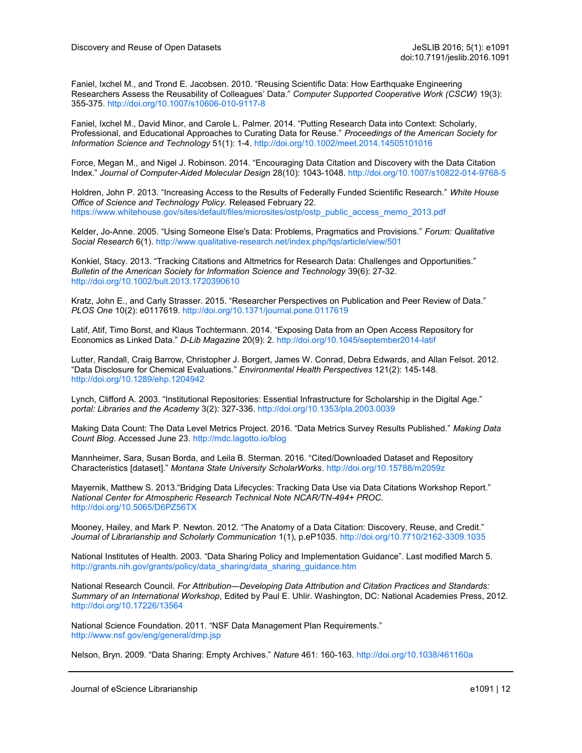Faniel, Ixchel M., and Trond E. Jacobsen. 2010. "Reusing Scientific Data: How Earthquake Engineering Researchers Assess the Reusability of Colleagues' Data." *Computer Supported Cooperative Work (CSCW)* 19(3): 355-375. http://doi.org/10.1007/s10606-010-9117-8

Faniel, Ixchel M., David Minor, and Carole L. Palmer. 2014. "Putting Research Data into Context: Scholarly, Professional, and Educational Approaches to Curating Data for Reuse." *Proceedings of the American Society for Information Science and Technology* 51(1): 1-4. http://doi.org/10.1002/meet.2014.14505101016

Force, Megan M., and Nigel J. Robinson. 2014. "Encouraging Data Citation and Discovery with the Data Citation Index." *Journal of Computer-Aided Molecular Design* 28(10): 1043-1048. http://doi.org/10.1007/s10822-014-9768-5

Holdren, John P. 2013. "Increasing Access to the Results of Federally Funded Scientific Research." *White House Office of Science and Technology Policy.* Released February 22. https://www.whitehouse.gov/sites/default/files/microsites/ostp/ostp_public_access_memo_2013.pdf

Kelder, Jo-Anne. 2005. "Using Someone Else's Data: Problems, Pragmatics and Provisions." *Forum: Qualitative Social Research* 6(1). http://www.qualitative-research.net/index.php/fqs/article/view/501

Konkiel, Stacy. 2013. "Tracking Citations and Altmetrics for Research Data: Challenges and Opportunities." *Bulletin of the American Society for Information Science and Technology* 39(6): 27-32. http://doi.org/10.1002/bult.2013.1720390610

Kratz, John E., and Carly Strasser. 2015. "Researcher Perspectives on Publication and Peer Review of Data." *PLOS One* 10(2): e0117619. http://doi.org/10.1371/journal.pone.0117619

Latif, Atif, Timo Borst, and Klaus Tochtermann. 2014. "Exposing Data from an Open Access Repository for Economics as Linked Data." *D-Lib Magazine* 20(9): 2. http://doi.org/10.1045/september2014-latif

Lutter, Randall, Craig Barrow, Christopher J. Borgert, James W. Conrad, Debra Edwards, and Allan Felsot. 2012. "Data Disclosure for Chemical Evaluations." *Environmental Health Perspectives* 121(2): 145-148. http://doi.org/10.1289/ehp.1204942

Lynch, Clifford A. 2003. "Institutional Repositories: Essential Infrastructure for Scholarship in the Digital Age." *portal: Libraries and the Academy* 3(2): 327-336. http://doi.org/10.1353/pla.2003.0039

Making Data Count: The Data Level Metrics Project. 2016. "Data Metrics Survey Results Published." *Making Data Count Blog*. Accessed June 23. http://mdc.lagotto.io/blog

Mannheimer, Sara, Susan Borda, and Leila B. Sterman. 2016. "Cited/Downloaded Dataset and Repository Characteristics [dataset]." *Montana State University ScholarWorks*. http://doi.org/10.15788/m2059z

Mayernik, Matthew S. 2013."Bridging Data Lifecycles: Tracking Data Use via Data Citations Workshop Report." *National Center for Atmospheric Research Technical Note NCAR/TN-494+ PROC.* http://doi.org/10.5065/D6PZ56TX

Mooney, Hailey, and Mark P. Newton. 2012. "The Anatomy of a Data Citation: Discovery, Reuse, and Credit." *Journal of Librarianship and Scholarly Communication* 1(1), p.eP1035. http://doi.org/10.7710/2162-3309.1035

National Institutes of Health. 2003. "Data Sharing Policy and Implementation Guidance". Last modified March 5. http://grants.nih.gov/grants/policy/data_sharing/data_sharing_guidance.htm

National Research Council. *For Attribution—Developing Data Attribution and Citation Practices and Standards: Summary of an International Workshop*, Edited by Paul E. Uhlir. Washington, DC: National Academies Press, 2012. http://doi.org/10.17226/13564

National Science Foundation. 2011. "NSF Data Management Plan Requirements." http://www.nsf.gov/eng/general/dmp.jsp

Nelson, Bryn. 2009. "Data Sharing: Empty Archives." *Nature* 461: 160-163. http://doi.org/10.1038/461160a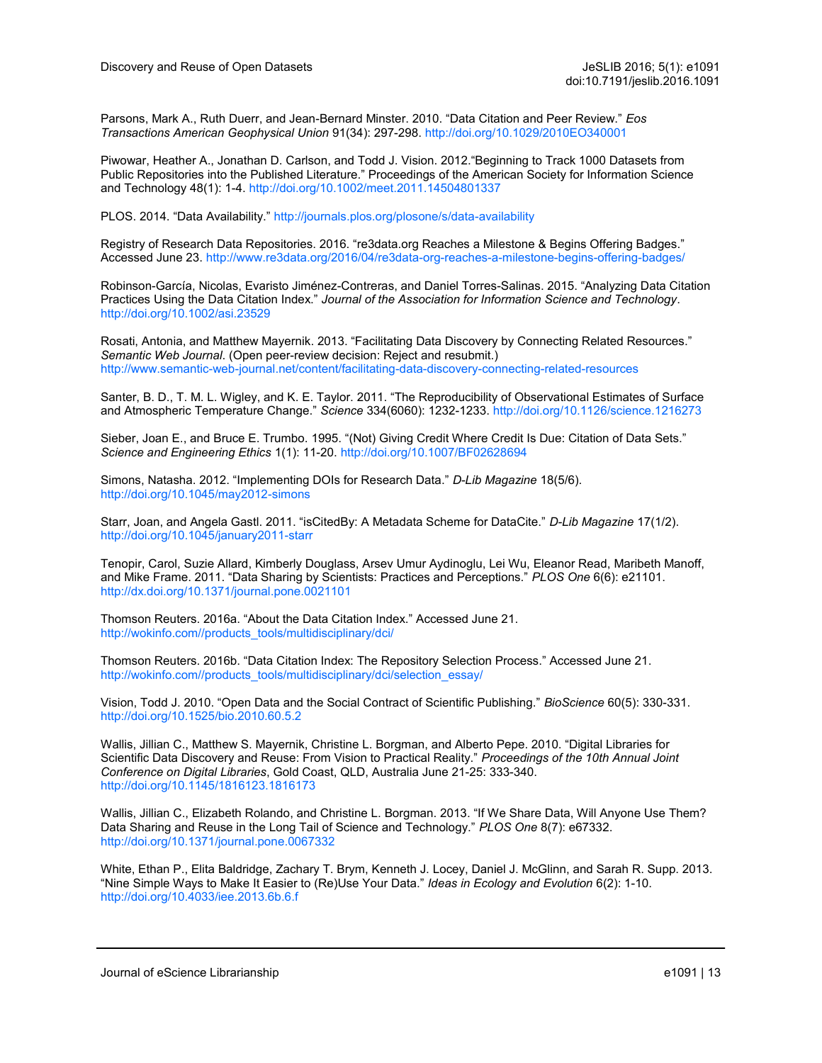Parsons, Mark A., Ruth Duerr, and Jean-Bernard Minster. 2010. "Data Citation and Peer Review." *Eos Transactions American Geophysical Union* 91(34): 297-298. http://doi.org/10.1029/2010EO340001

Piwowar, Heather A., Jonathan D. Carlson, and Todd J. Vision. 2012."Beginning to Track 1000 Datasets from Public Repositories into the Published Literature." Proceedings of the American Society for Information Science and Technology 48(1): 1-4. http://doi.org/10.1002/meet.2011.14504801337

PLOS. 2014. "Data Availability." http://journals.plos.org/plosone/s/data-availability

Registry of Research Data Repositories. 2016. "re3data.org Reaches a Milestone & Begins Offering Badges." Accessed June 23. http://www.re3data.org/2016/04/re3data-org-reaches-a-milestone-begins-offering-badges/

Robinson-García, Nicolas, Evaristo Jiménez-Contreras, and Daniel Torres-Salinas. 2015. "Analyzing Data Citation Practices Using the Data Citation Index." *Journal of the Association for Information Science and Technology*. http://doi.org/10.1002/asi.23529

Rosati, Antonia, and Matthew Mayernik. 2013. "Facilitating Data Discovery by Connecting Related Resources." *Semantic Web Journal*. (Open peer-review decision: Reject and resubmit.) http://www.semantic-web-journal.net/content/facilitating-data-discovery-connecting-related-resources

Santer, B. D., T. M. L. Wigley, and K. E. Taylor. 2011. "The Reproducibility of Observational Estimates of Surface and Atmospheric Temperature Change." *Science* 334(6060): 1232-1233. http://doi.org/10.1126/science.1216273

Sieber, Joan E., and Bruce E. Trumbo. 1995. "(Not) Giving Credit Where Credit Is Due: Citation of Data Sets." *Science and Engineering Ethics* 1(1): 11-20. http://doi.org/10.1007/BF02628694

Simons, Natasha. 2012. "Implementing DOIs for Research Data." *D-Lib Magazine* 18(5/6). http://doi.org/10.1045/may2012-simons

Starr, Joan, and Angela Gastl. 2011. "isCitedBy: A Metadata Scheme for DataCite." *D-Lib Magazine* 17(1/2). http://doi.org/10.1045/january2011-starr

Tenopir, Carol, Suzie Allard, Kimberly Douglass, Arsev Umur Aydinoglu, Lei Wu, Eleanor Read, Maribeth Manoff, and Mike Frame. 2011. "Data Sharing by Scientists: Practices and Perceptions." *PLOS One* 6(6): e21101. http://dx.doi.org/10.1371/journal.pone.0021101

Thomson Reuters. 2016a. "About the Data Citation Index." Accessed June 21. http://wokinfo.com//products_tools/multidisciplinary/dci/

Thomson Reuters. 2016b. "Data Citation Index: The Repository Selection Process." Accessed June 21. http://wokinfo.com//products_tools/multidisciplinary/dci/selection_essay/

Vision, Todd J. 2010. "Open Data and the Social Contract of Scientific Publishing." *BioScience* 60(5): 330-331. http://doi.org/10.1525/bio.2010.60.5.2

Wallis, Jillian C., Matthew S. Mayernik, Christine L. Borgman, and Alberto Pepe. 2010. "Digital Libraries for Scientific Data Discovery and Reuse: From Vision to Practical Reality." *Proceedings of the 10th Annual Joint Conference on Digital Libraries*, Gold Coast, QLD, Australia June 21-25: 333-340. http://doi.org/10.1145/1816123.1816173

Wallis, Jillian C., Elizabeth Rolando, and Christine L. Borgman. 2013. "If We Share Data, Will Anyone Use Them? Data Sharing and Reuse in the Long Tail of Science and Technology." *PLOS One* 8(7): e67332. http://doi.org/10.1371/journal.pone.0067332

White, Ethan P., Elita Baldridge, Zachary T. Brym, Kenneth J. Locey, Daniel J. McGlinn, and Sarah R. Supp. 2013. "Nine Simple Ways to Make It Easier to (Re)Use Your Data." *Ideas in Ecology and Evolution* 6(2): 1-10. http://doi.org/10.4033/iee.2013.6b.6.f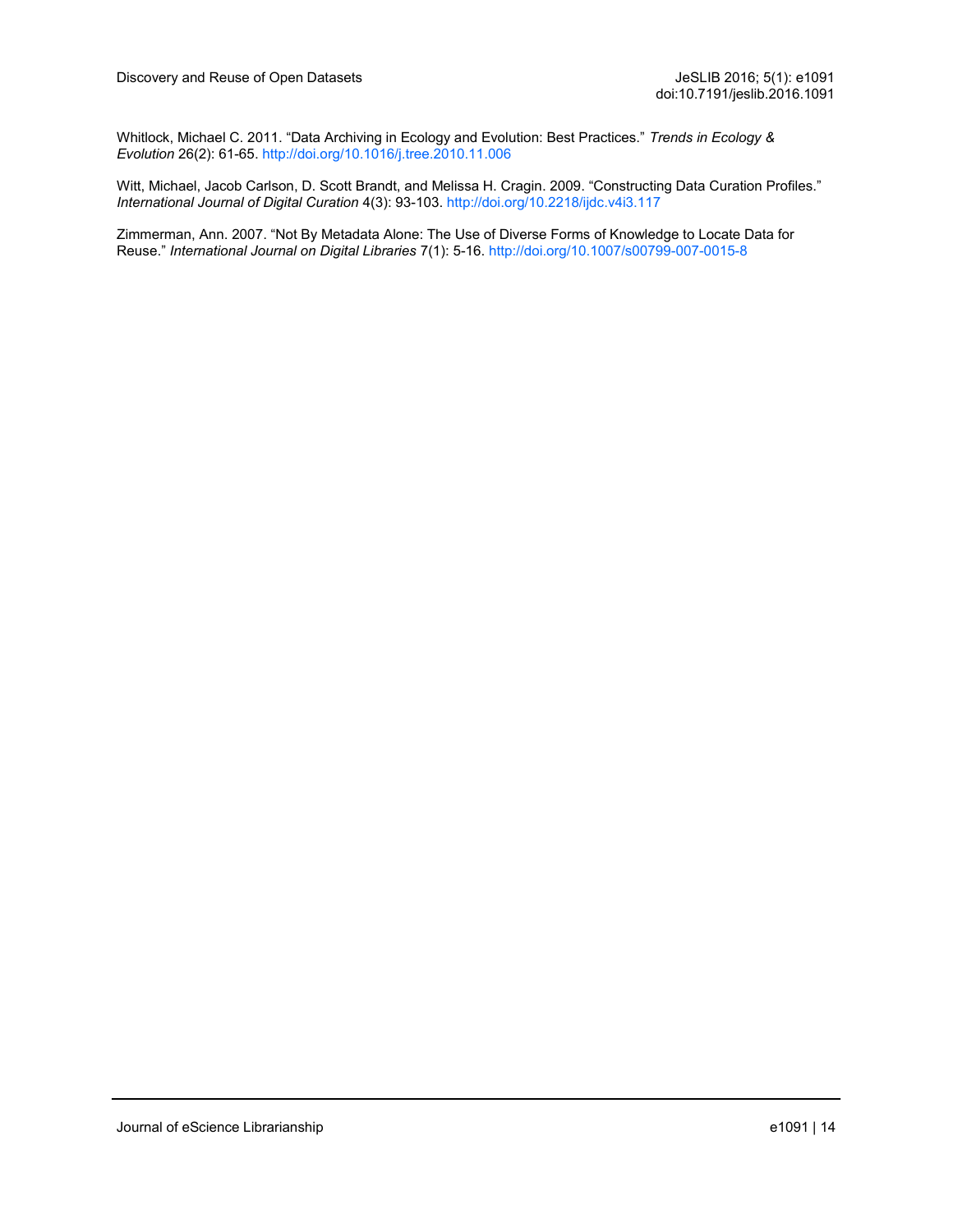Whitlock, Michael C. 2011. “Data Archiving in Ecology and Evolution: Best Practices.” *Trends in Ecology & Evolution* 26(2): 61-65. http://doi.org/10.1016/j.tree.2010.11.006

Witt, Michael, Jacob Carlson, D. Scott Brandt, and Melissa H. Cragin. 2009. “Constructing Data Curation Profiles.” *International Journal of Digital Curation* 4(3): 93-103. http://doi.org/10.2218/ijdc.v4i3.117

Zimmerman, Ann. 2007. “Not By Metadata Alone: The Use of Diverse Forms of Knowledge to Locate Data for Reuse.” *International Journal on Digital Libraries* 7(1): 5-16. http://doi.org/10.1007/s00799-007-0015-8